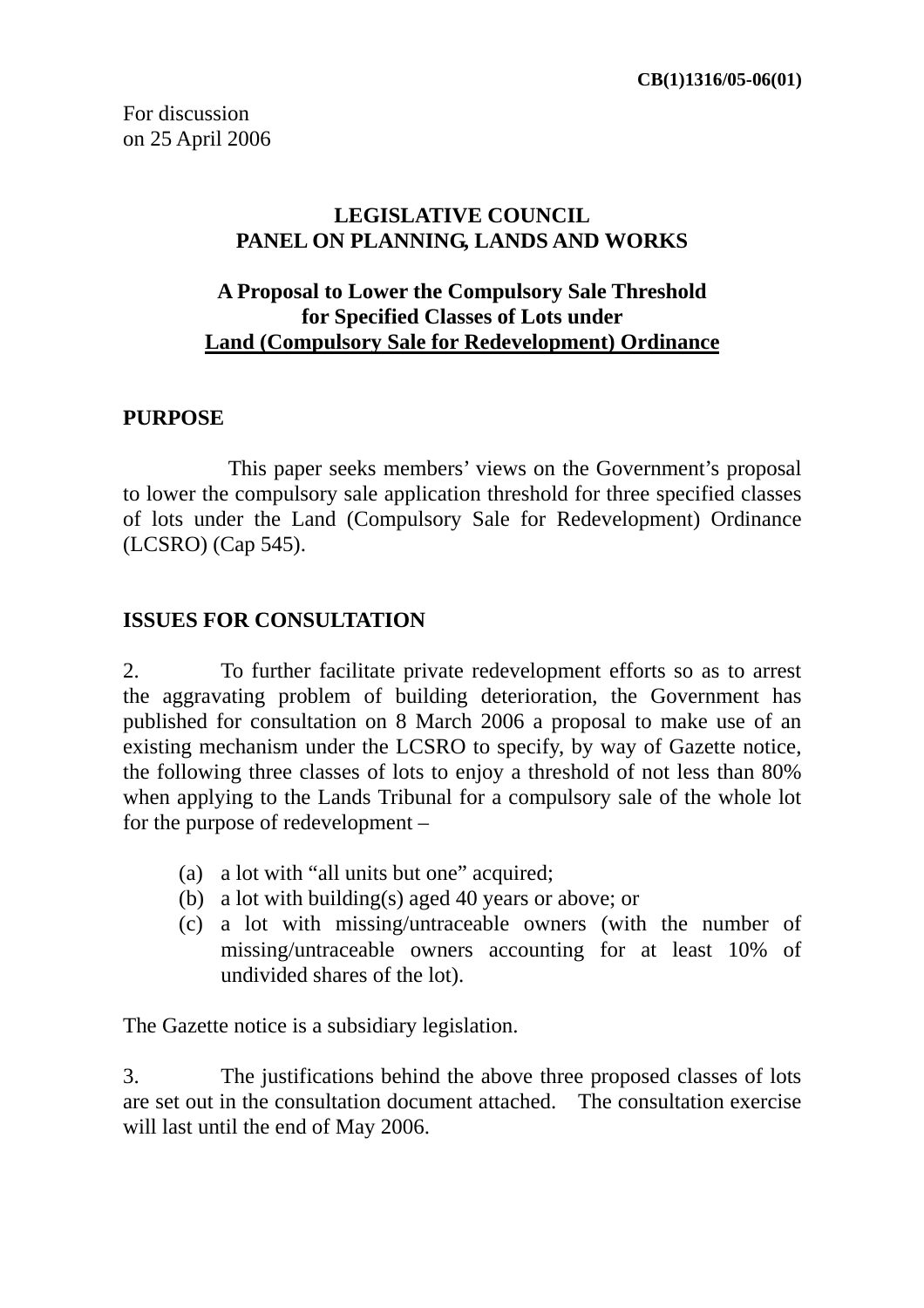**CB(1)1316/05-06(01)**

For discussion
on 25 April 2006

# LEGISLATIVE COUNCIL
# PANEL ON PLANNING, LANDS AND WORKS

## A Proposal to Lower the Compulsory Sale Threshold for Specified Classes of Lots under Land (Compulsory Sale for Redevelopment) Ordinance

## PURPOSE

This paper seeks members' views on the Government's proposal to lower the compulsory sale application threshold for three specified classes of lots under the Land (Compulsory Sale for Redevelopment) Ordinance (LCSRO) (Cap 545).

## ISSUES FOR CONSULTATION

2. To further facilitate private redevelopment efforts so as to arrest the aggravating problem of building deterioration, the Government has published for consultation on 8 March 2006 a proposal to make use of an existing mechanism under the LCSRO to specify, by way of Gazette notice, the following three classes of lots to enjoy a threshold of not less than 80% when applying to the Lands Tribunal for a compulsory sale of the whole lot for the purpose of redevelopment –

(a) a lot with "all units but one" acquired;
(b) a lot with building(s) aged 40 years or above; or
(c) a lot with missing/untraceable owners (with the number of missing/untraceable owners accounting for at least 10% of undivided shares of the lot).

The Gazette notice is a subsidiary legislation.

3. The justifications behind the above three proposed classes of lots are set out in the consultation document attached. The consultation exercise will last until the end of May 2006.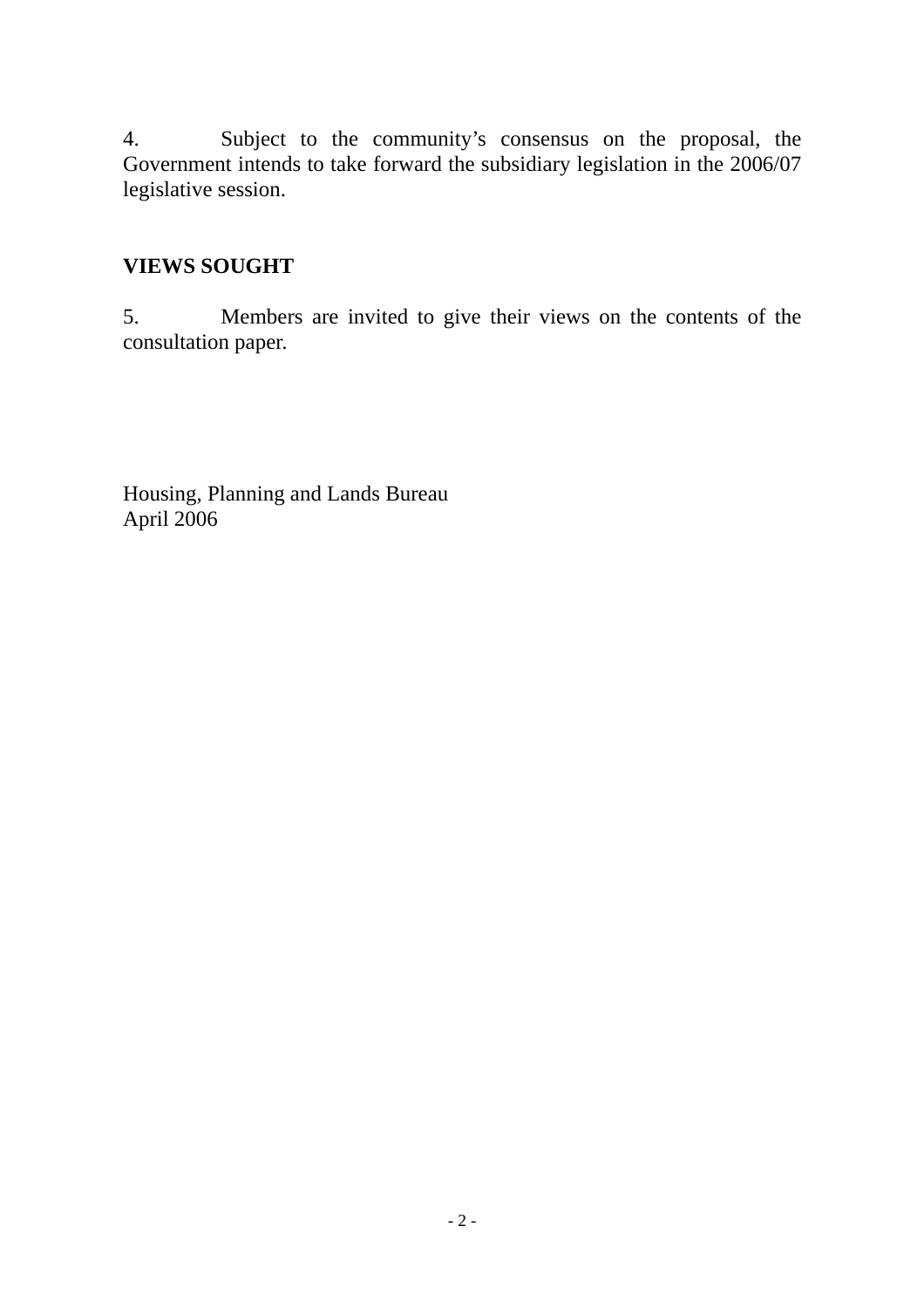4. Subject to the community's consensus on the proposal, the Government intends to take forward the subsidiary legislation in the 2006/07 legislative session.

**VIEWS SOUGHT**

5. Members are invited to give their views on the contents of the consultation paper.

Housing, Planning and Lands Bureau
April 2006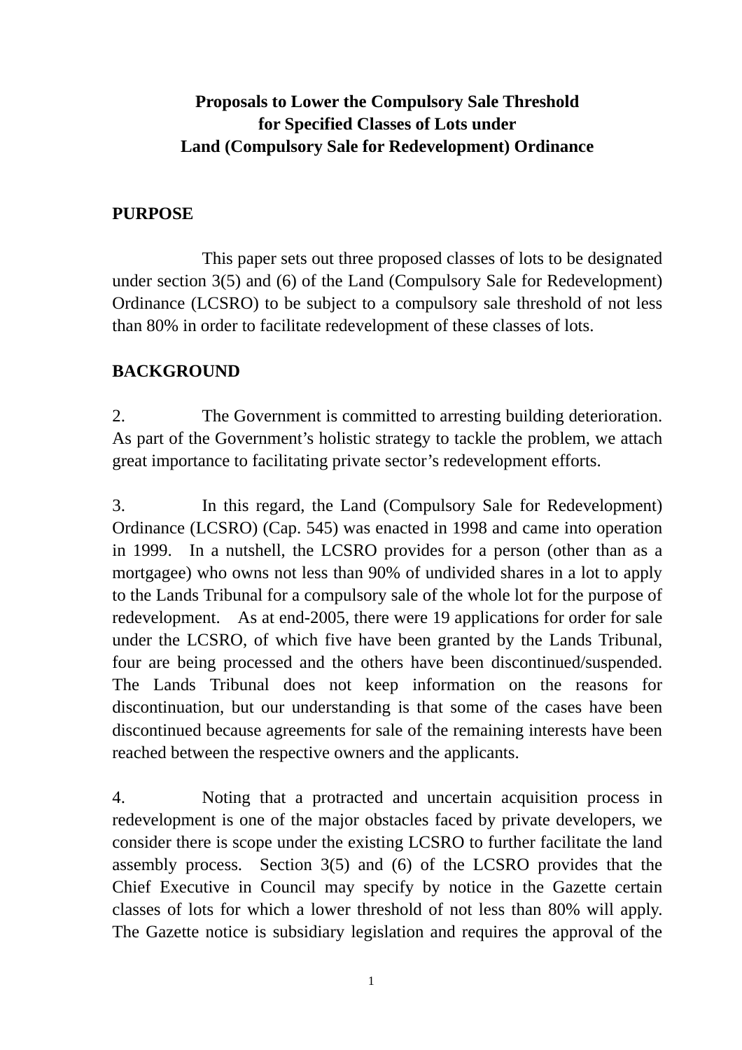**Proposals to Lower the Compulsory Sale Threshold for Specified Classes of Lots under Land (Compulsory Sale for Redevelopment) Ordinance**

## PURPOSE

This paper sets out three proposed classes of lots to be designated under section 3(5) and (6) of the Land (Compulsory Sale for Redevelopment) Ordinance (LCSRO) to be subject to a compulsory sale threshold of not less than 80% in order to facilitate redevelopment of these classes of lots.

## BACKGROUND

2. The Government is committed to arresting building deterioration. As part of the Government's holistic strategy to tackle the problem, we attach great importance to facilitating private sector's redevelopment efforts.

3. In this regard, the Land (Compulsory Sale for Redevelopment) Ordinance (LCSRO) (Cap. 545) was enacted in 1998 and came into operation in 1999. In a nutshell, the LCSRO provides for a person (other than as a mortgagee) who owns not less than 90% of undivided shares in a lot to apply to the Lands Tribunal for a compulsory sale of the whole lot for the purpose of redevelopment. As at end-2005, there were 19 applications for order for sale under the LCSRO, of which five have been granted by the Lands Tribunal, four are being processed and the others have been discontinued/suspended. The Lands Tribunal does not keep information on the reasons for discontinuation, but our understanding is that some of the cases have been discontinued because agreements for sale of the remaining interests have been reached between the respective owners and the applicants.

4. Noting that a protracted and uncertain acquisition process in redevelopment is one of the major obstacles faced by private developers, we consider there is scope under the existing LCSRO to further facilitate the land assembly process. Section 3(5) and (6) of the LCSRO provides that the Chief Executive in Council may specify by notice in the Gazette certain classes of lots for which a lower threshold of not less than 80% will apply. The Gazette notice is subsidiary legislation and requires the approval of the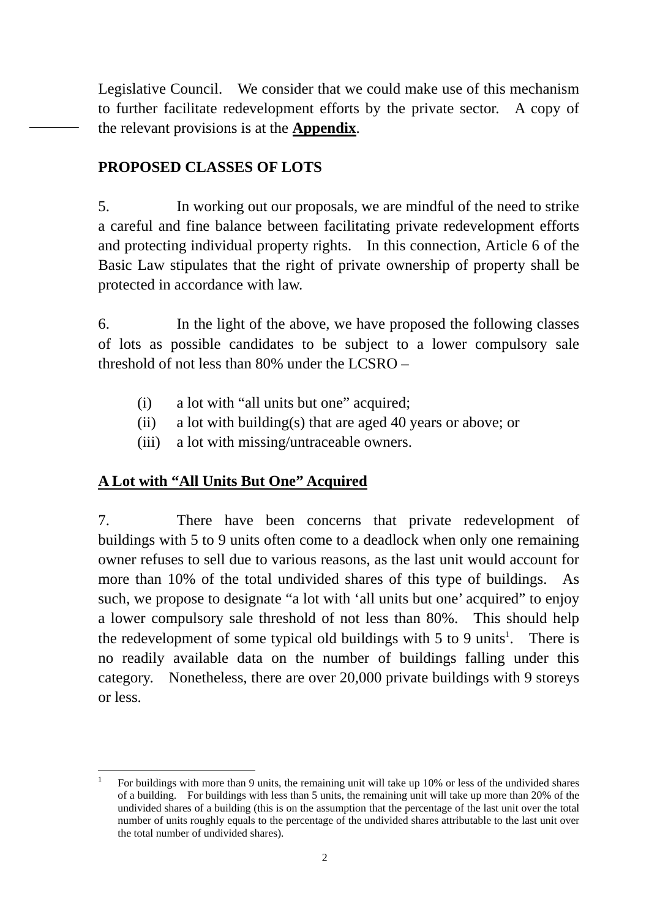Legislative Council. We consider that we could make use of this mechanism to further facilitate redevelopment efforts by the private sector. A copy of the relevant provisions is at the **Appendix**.

## PROPOSED CLASSES OF LOTS

5. In working out our proposals, we are mindful of the need to strike a careful and fine balance between facilitating private redevelopment efforts and protecting individual property rights. In this connection, Article 6 of the Basic Law stipulates that the right of private ownership of property shall be protected in accordance with law.

6. In the light of the above, we have proposed the following classes of lots as possible candidates to be subject to a lower compulsory sale threshold of not less than 80% under the LCSRO –

(i) a lot with "all units but one" acquired;
(ii) a lot with building(s) that are aged 40 years or above; or
(iii) a lot with missing/untraceable owners.

### A Lot with "All Units But One" Acquired

7. There have been concerns that private redevelopment of buildings with 5 to 9 units often come to a deadlock when only one remaining owner refuses to sell due to various reasons, as the last unit would account for more than 10% of the total undivided shares of this type of buildings. As such, we propose to designate "a lot with 'all units but one' acquired" to enjoy a lower compulsory sale threshold of not less than 80%. This should help the redevelopment of some typical old buildings with 5 to 9 units[1]. There is no readily available data on the number of buildings falling under this category. Nonetheless, there are over 20,000 private buildings with 9 storeys or less.

---

[1] For buildings with more than 9 units, the remaining unit will take up 10% or less of the undivided shares of a building. For buildings with less than 5 units, the remaining unit will take up more than 20% of the undivided shares of a building (this is on the assumption that the percentage of the last unit over the total number of units roughly equals to the percentage of the undivided shares attributable to the last unit over the total number of undivided shares).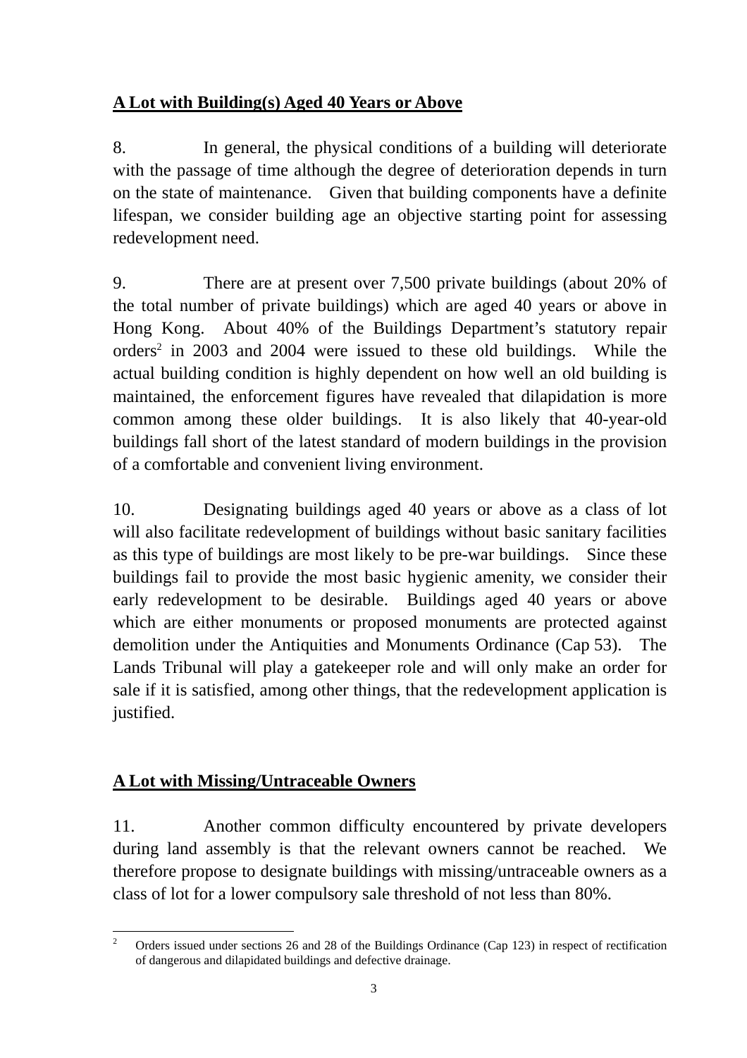**A Lot with Building(s) Aged 40 Years or Above**

8. In general, the physical conditions of a building will deteriorate with the passage of time although the degree of deterioration depends in turn on the state of maintenance. Given that building components have a definite lifespan, we consider building age an objective starting point for assessing redevelopment need.

9. There are at present over 7,500 private buildings (about 20% of the total number of private buildings) which are aged 40 years or above in Hong Kong. About 40% of the Buildings Department's statutory repair orders[2] in 2003 and 2004 were issued to these old buildings. While the actual building condition is highly dependent on how well an old building is maintained, the enforcement figures have revealed that dilapidation is more common among these older buildings. It is also likely that 40-year-old buildings fall short of the latest standard of modern buildings in the provision of a comfortable and convenient living environment.

10. Designating buildings aged 40 years or above as a class of lot will also facilitate redevelopment of buildings without basic sanitary facilities as this type of buildings are most likely to be pre-war buildings. Since these buildings fail to provide the most basic hygienic amenity, we consider their early redevelopment to be desirable. Buildings aged 40 years or above which are either monuments or proposed monuments are protected against demolition under the Antiquities and Monuments Ordinance (Cap 53). The Lands Tribunal will play a gatekeeper role and will only make an order for sale if it is satisfied, among other things, that the redevelopment application is justified.

**A Lot with Missing/Untraceable Owners**

11. Another common difficulty encountered by private developers during land assembly is that the relevant owners cannot be reached. We therefore propose to designate buildings with missing/untraceable owners as a class of lot for a lower compulsory sale threshold of not less than 80%.

---

[2] Orders issued under sections 26 and 28 of the Buildings Ordinance (Cap 123) in respect of rectification of dangerous and dilapidated buildings and defective drainage.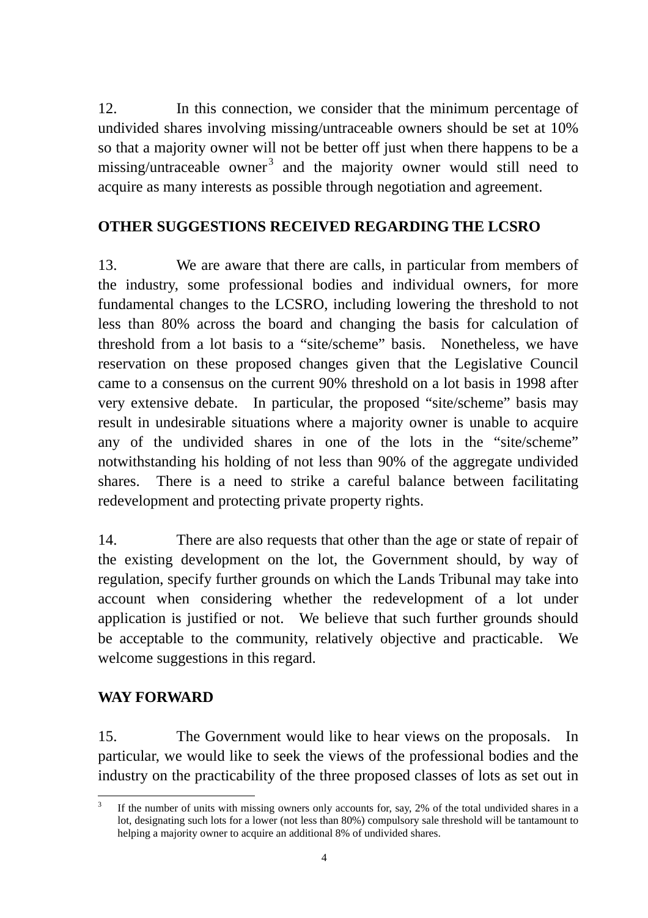12. In this connection, we consider that the minimum percentage of undivided shares involving missing/untraceable owners should be set at 10% so that a majority owner will not be better off just when there happens to be a missing/untraceable owner[3] and the majority owner would still need to acquire as many interests as possible through negotiation and agreement.

## OTHER SUGGESTIONS RECEIVED REGARDING THE LCSRO

13. We are aware that there are calls, in particular from members of the industry, some professional bodies and individual owners, for more fundamental changes to the LCSRO, including lowering the threshold to not less than 80% across the board and changing the basis for calculation of threshold from a lot basis to a "site/scheme" basis. Nonetheless, we have reservation on these proposed changes given that the Legislative Council came to a consensus on the current 90% threshold on a lot basis in 1998 after very extensive debate. In particular, the proposed "site/scheme" basis may result in undesirable situations where a majority owner is unable to acquire any of the undivided shares in one of the lots in the "site/scheme" notwithstanding his holding of not less than 90% of the aggregate undivided shares. There is a need to strike a careful balance between facilitating redevelopment and protecting private property rights.

14. There are also requests that other than the age or state of repair of the existing development on the lot, the Government should, by way of regulation, specify further grounds on which the Lands Tribunal may take into account when considering whether the redevelopment of a lot under application is justified or not. We believe that such further grounds should be acceptable to the community, relatively objective and practicable. We welcome suggestions in this regard.

## WAY FORWARD

15. The Government would like to hear views on the proposals. In particular, we would like to seek the views of the professional bodies and the industry on the practicability of the three proposed classes of lots as set out in

---

[3] If the number of units with missing owners only accounts for, say, 2% of the total undivided shares in a lot, designating such lots for a lower (not less than 80%) compulsory sale threshold will be tantamount to helping a majority owner to acquire an additional 8% of undivided shares.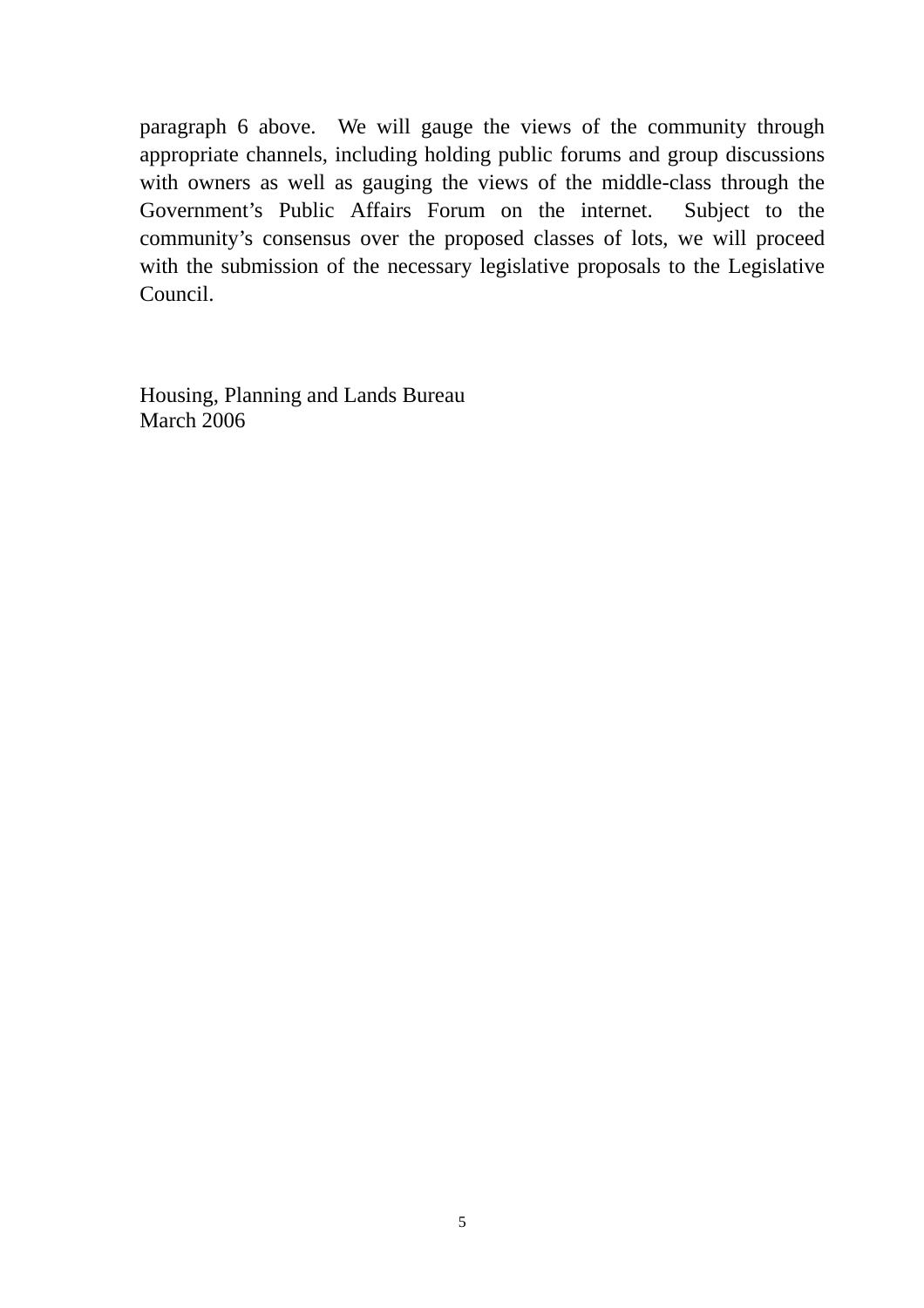paragraph 6 above. We will gauge the views of the community through appropriate channels, including holding public forums and group discussions with owners as well as gauging the views of the middle-class through the Government's Public Affairs Forum on the internet. Subject to the community's consensus over the proposed classes of lots, we will proceed with the submission of the necessary legislative proposals to the Legislative Council.

Housing, Planning and Lands Bureau
March 2006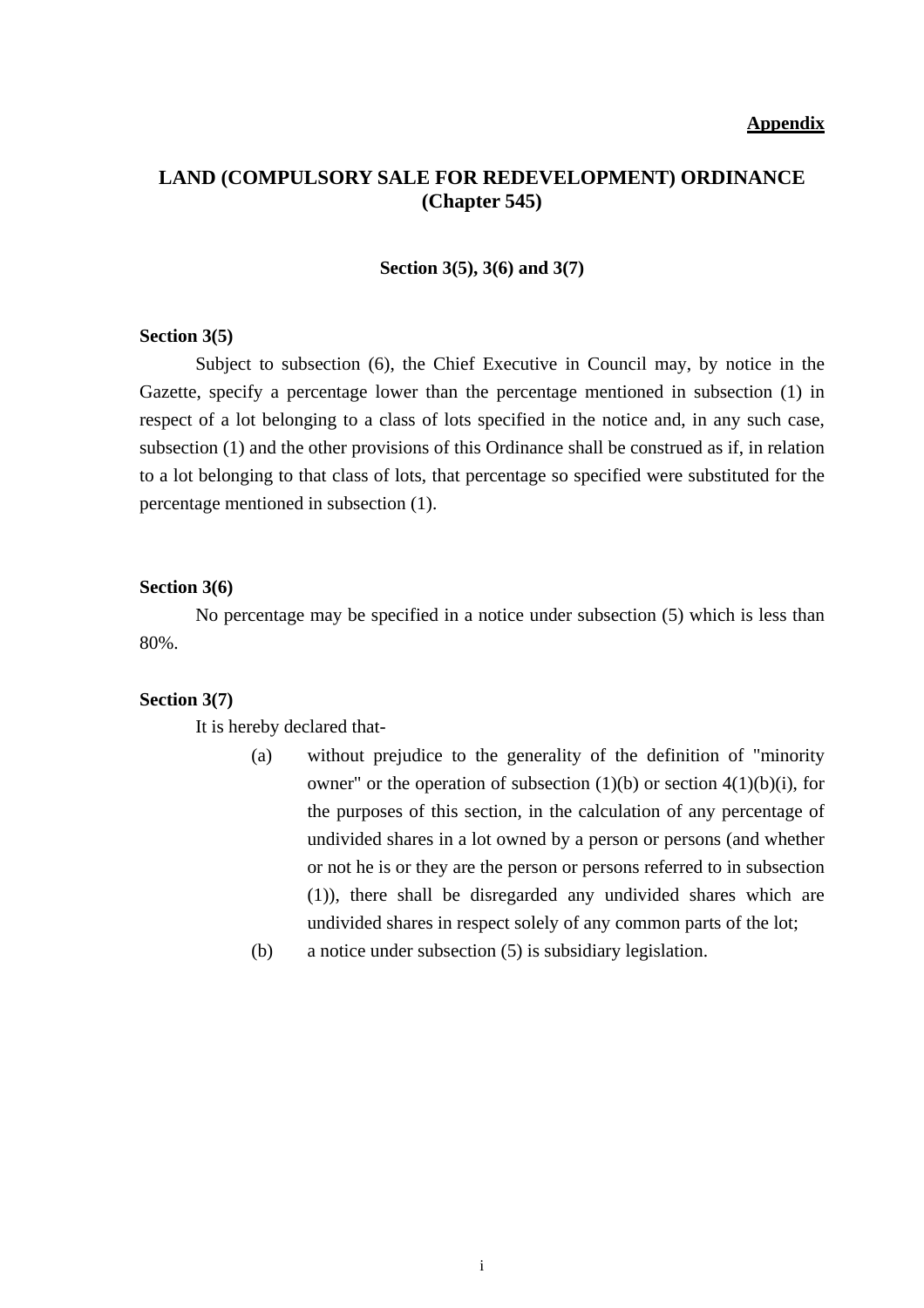**Appendix**

# LAND (COMPULSORY SALE FOR REDEVELOPMENT) ORDINANCE (Chapter 545)

## Section 3(5), 3(6) and 3(7)

**Section 3(5)**

Subject to subsection (6), the Chief Executive in Council may, by notice in the Gazette, specify a percentage lower than the percentage mentioned in subsection (1) in respect of a lot belonging to a class of lots specified in the notice and, in any such case, subsection (1) and the other provisions of this Ordinance shall be construed as if, in relation to a lot belonging to that class of lots, that percentage so specified were substituted for the percentage mentioned in subsection (1).

**Section 3(6)**

No percentage may be specified in a notice under subsection (5) which is less than 80%.

**Section 3(7)**

It is hereby declared that-

(a) without prejudice to the generality of the definition of "minority owner" or the operation of subsection (1)(b) or section 4(1)(b)(i), for the purposes of this section, in the calculation of any percentage of undivided shares in a lot owned by a person or persons (and whether or not he is or they are the person or persons referred to in subsection (1)), there shall be disregarded any undivided shares which are undivided shares in respect solely of any common parts of the lot;

(b) a notice under subsection (5) is subsidiary legislation.